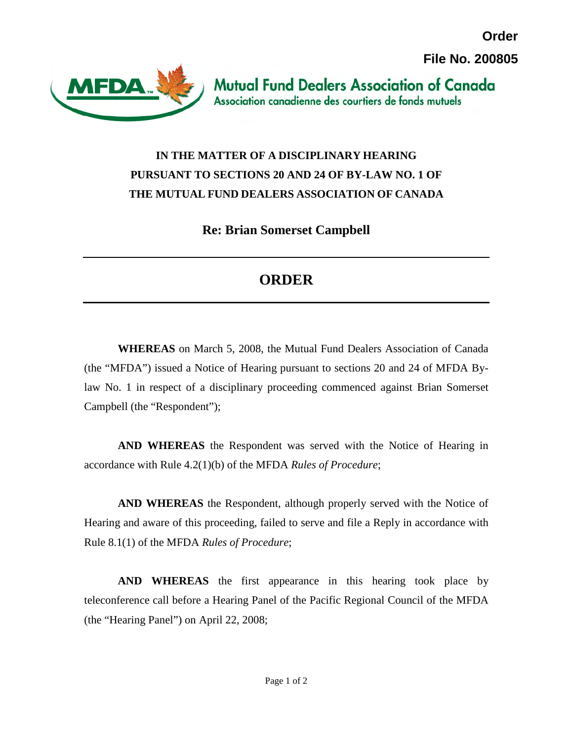**Order**

**File No. 200805**

Mutual Fund Dealers Association of Canada
Association canadienne des courtiers de fonds mutuels

**IN THE MATTER OF A DISCIPLINARY HEARING PURSUANT TO SECTIONS 20 AND 24 OF BY-LAW NO. 1 OF THE MUTUAL FUND DEALERS ASSOCIATION OF CANADA**

**Re: Brian Somerset Campbell**

# ORDER

**WHEREAS** on March 5, 2008, the Mutual Fund Dealers Association of Canada (the "MFDA") issued a Notice of Hearing pursuant to sections 20 and 24 of MFDA By-law No. 1 in respect of a disciplinary proceeding commenced against Brian Somerset Campbell (the "Respondent");

**AND WHEREAS** the Respondent was served with the Notice of Hearing in accordance with Rule 4.2(1)(b) of the MFDA *Rules of Procedure*;

**AND WHEREAS** the Respondent, although properly served with the Notice of Hearing and aware of this proceeding, failed to serve and file a Reply in accordance with Rule 8.1(1) of the MFDA *Rules of Procedure*;

**AND WHEREAS** the first appearance in this hearing took place by teleconference call before a Hearing Panel of the Pacific Regional Council of the MFDA (the "Hearing Panel") on April 22, 2008;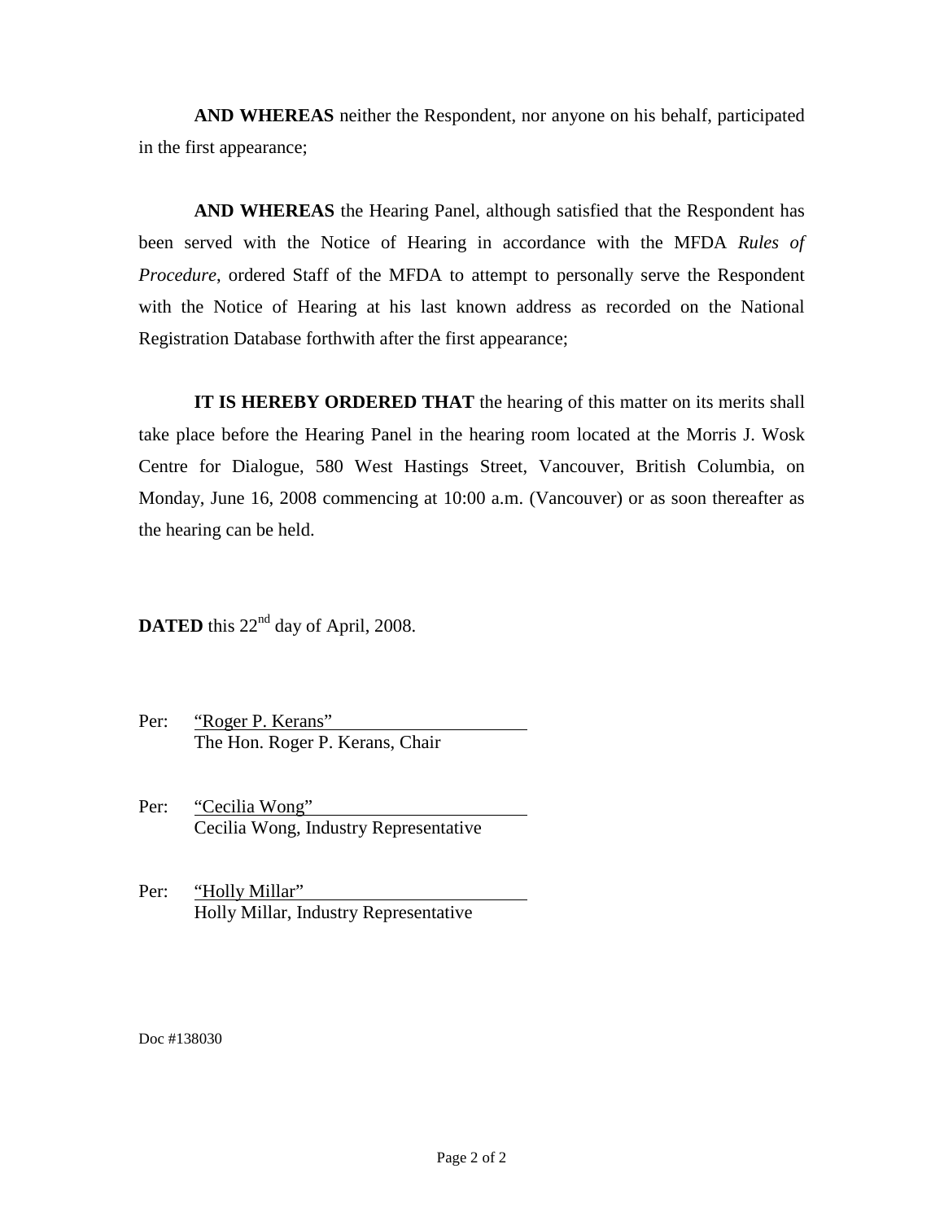**AND WHEREAS** neither the Respondent, nor anyone on his behalf, participated in the first appearance;

**AND WHEREAS** the Hearing Panel, although satisfied that the Respondent has been served with the Notice of Hearing in accordance with the MFDA *Rules of Procedure*, ordered Staff of the MFDA to attempt to personally serve the Respondent with the Notice of Hearing at his last known address as recorded on the National Registration Database forthwith after the first appearance;

**IT IS HEREBY ORDERED THAT** the hearing of this matter on its merits shall take place before the Hearing Panel in the hearing room located at the Morris J. Wosk Centre for Dialogue, 580 West Hastings Street, Vancouver, British Columbia, on Monday, June 16, 2008 commencing at 10:00 a.m. (Vancouver) or as soon thereafter as the hearing can be held.

**DATED** this 22nd day of April, 2008.

Per: "Roger P. Kerans"
The Hon. Roger P. Kerans, Chair

Per: "Cecilia Wong"
Cecilia Wong, Industry Representative

Per: "Holly Millar"
Holly Millar, Industry Representative

Doc #138030